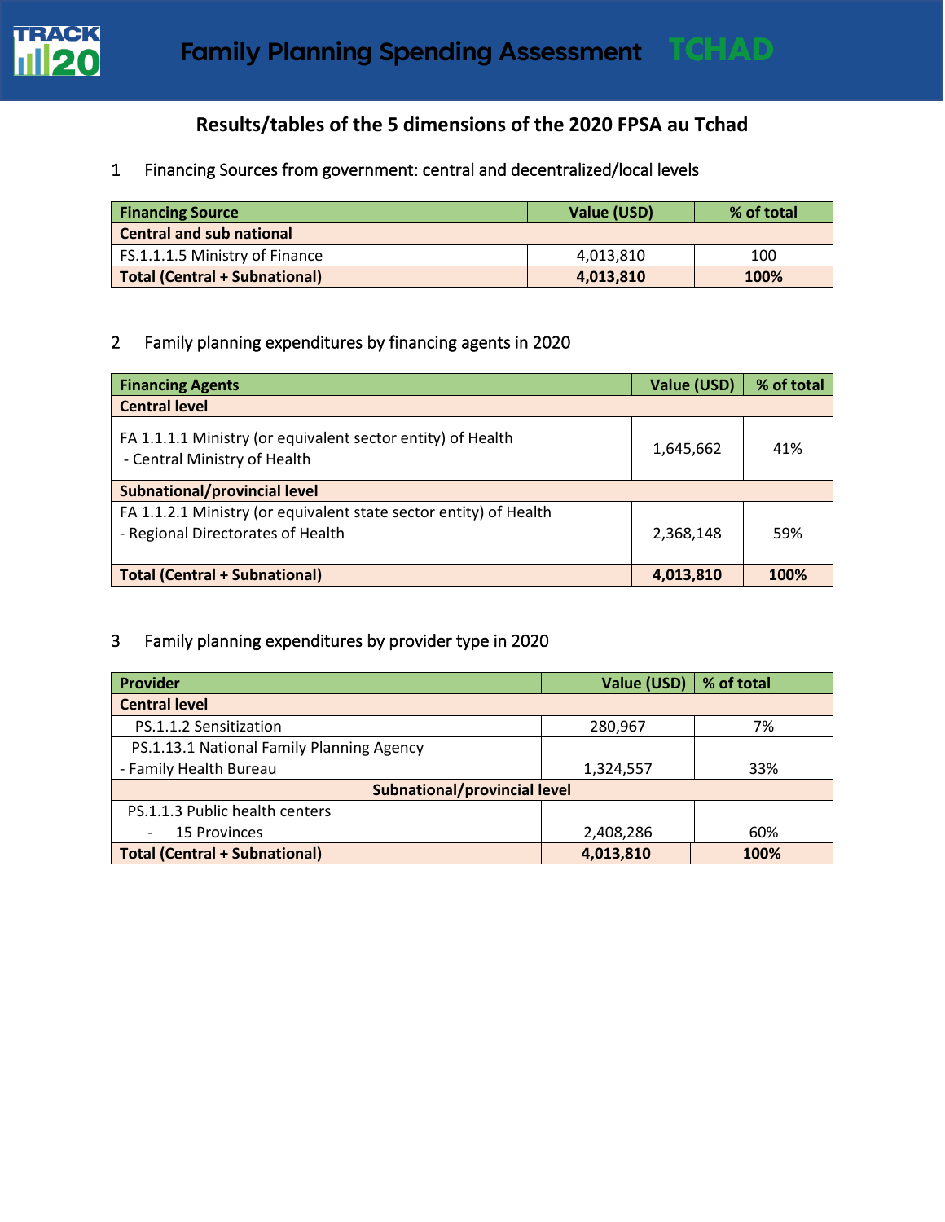# Family Planning Spending Assessment TCHAD

## Results/tables of the 5 dimensions of the 2020 FPSA au Tchad

### 1 Financing Sources from government: central and decentralized/local levels

| Financing Source | Value (USD) | % of total |
|---|---|---|
| **Central and sub national** | | |
| FS.1.1.1.5 Ministry of Finance | 4,013,810 | 100 |
| **Total (Central + Subnational)** | **4,013,810** | **100%** |

### 2 Family planning expenditures by financing agents in 2020

| Financing Agents | Value (USD) | % of total |
|---|---|---|
| **Central level** | | |
| FA 1.1.1.1 Ministry (or equivalent sector entity) of Health - Central Ministry of Health | 1,645,662 | 41% |
| **Subnational/provincial level** | | |
| FA 1.1.2.1 Ministry (or equivalent state sector entity) of Health - Regional Directorates of Health | 2,368,148 | 59% |
| **Total (Central + Subnational)** | **4,013,810** | **100%** |

### 3 Family planning expenditures by provider type in 2020

| Provider | Value (USD) | % of total |
|---|---|---|
| **Central level** | | |
| PS.1.1.2 Sensitization | 280,967 | 7% |
| PS.1.13.1 National Family Planning Agency - Family Health Bureau | 1,324,557 | 33% |
| **Subnational/provincial level** | | |
| PS.1.1.3 Public health centers - 15 Provinces | 2,408,286 | 60% |
| **Total (Central + Subnational)** | **4,013,810** | **100%** |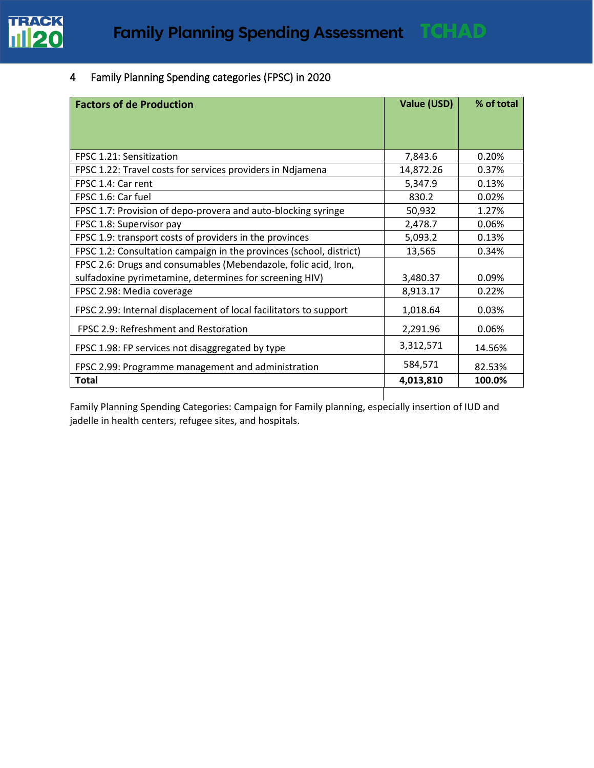## 4 Family Planning Spending categories (FPSC) in 2020

| Factors of de Production | Value (USD) | % of total |
|---|---|---|
| FPSC 1.21: Sensitization | 7,843.6 | 0.20% |
| FPSC 1.22: Travel costs for services providers in Ndjamena | 14,872.26 | 0.37% |
| FPSC 1.4: Car rent | 5,347.9 | 0.13% |
| FPSC 1.6: Car fuel | 830.2 | 0.02% |
| FPSC 1.7: Provision of depo-provera and auto-blocking syringe | 50,932 | 1.27% |
| FPSC 1.8: Supervisor pay | 2,478.7 | 0.06% |
| FPSC 1.9: transport costs of providers in the provinces | 5,093.2 | 0.13% |
| FPSC 1.2: Consultation campaign in the provinces (school, district) | 13,565 | 0.34% |
| FPSC 2.6: Drugs and consumables (Mebendazole, folic acid, Iron, sulfadoxine pyrimetamine, determines for screening HIV) | 3,480.37 | 0.09% |
| FPSC 2.98: Media coverage | 8,913.17 | 0.22% |
| FPSC 2.99: Internal displacement of local facilitators to support | 1,018.64 | 0.03% |
| FPSC 2.9: Refreshment and Restoration | 2,291.96 | 0.06% |
| FPSC 1.98: FP services not disaggregated by type | 3,312,571 | 14.56% |
| FPSC 2.99: Programme management and administration | 584,571 | 82.53% |
| **Total** | **4,013,810** | **100.0%** |

Family Planning Spending Categories: Campaign for Family planning, especially insertion of IUD and jadelle in health centers, refugee sites, and hospitals.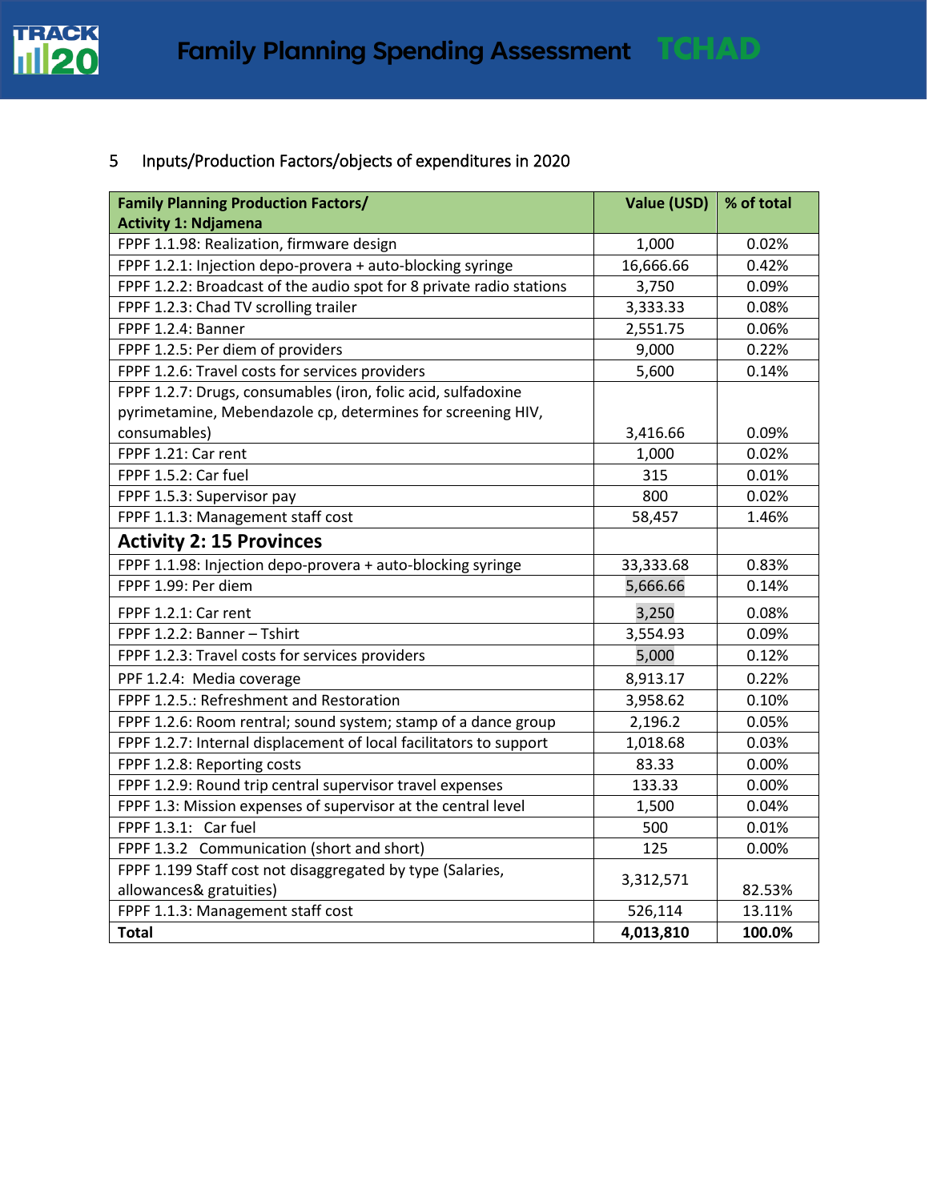## 5 Inputs/Production Factors/objects of expenditures in 2020

| Family Planning Production Factors/ Activity 1: Ndjamena | Value (USD) | % of total |
|---|---|---|
| FPPF 1.1.98: Realization, firmware design | 1,000 | 0.02% |
| FPPF 1.2.1: Injection depo-provera + auto-blocking syringe | 16,666.66 | 0.42% |
| FPPF 1.2.2: Broadcast of the audio spot for 8 private radio stations | 3,750 | 0.09% |
| FPPF 1.2.3: Chad TV scrolling trailer | 3,333.33 | 0.08% |
| FPPF 1.2.4: Banner | 2,551.75 | 0.06% |
| FPPF 1.2.5: Per diem of providers | 9,000 | 0.22% |
| FPPF 1.2.6: Travel costs for services providers | 5,600 | 0.14% |
| FPPF 1.2.7: Drugs, consumables (iron, folic acid, sulfadoxine pyrimetamine, Mebendazole cp, determines for screening HIV, consumables) | 3,416.66 | 0.09% |
| FPPF 1.21: Car rent | 1,000 | 0.02% |
| FPPF 1.5.2: Car fuel | 315 | 0.01% |
| FPPF 1.5.3: Supervisor pay | 800 | 0.02% |
| FPPF 1.1.3: Management staff cost | 58,457 | 1.46% |
| **Activity 2: 15 Provinces** | | |
| FPPF 1.1.98: Injection depo-provera + auto-blocking syringe | 33,333.68 | 0.83% |
| FPPF 1.99: Per diem | 5,666.66 | 0.14% |
| FPPF 1.2.1: Car rent | 3,250 | 0.08% |
| FPPF 1.2.2: Banner – Tshirt | 3,554.93 | 0.09% |
| FPPF 1.2.3: Travel costs for services providers | 5,000 | 0.12% |
| PPF 1.2.4: Media coverage | 8,913.17 | 0.22% |
| FPPF 1.2.5.: Refreshment and Restoration | 3,958.62 | 0.10% |
| FPPF 1.2.6: Room rentral; sound system; stamp of a dance group | 2,196.2 | 0.05% |
| FPPF 1.2.7: Internal displacement of local facilitators to support | 1,018.68 | 0.03% |
| FPPF 1.2.8: Reporting costs | 83.33 | 0.00% |
| FPPF 1.2.9: Round trip central supervisor travel expenses | 133.33 | 0.00% |
| FPPF 1.3: Mission expenses of supervisor at the central level | 1,500 | 0.04% |
| FPPF 1.3.1: Car fuel | 500 | 0.01% |
| FPPF 1.3.2 Communication (short and short) | 125 | 0.00% |
| FPPF 1.199 Staff cost not disaggregated by type (Salaries, allowances& gratuities) | 3,312,571 | 82.53% |
| FPPF 1.1.3: Management staff cost | 526,114 | 13.11% |
| **Total** | **4,013,810** | **100.0%** |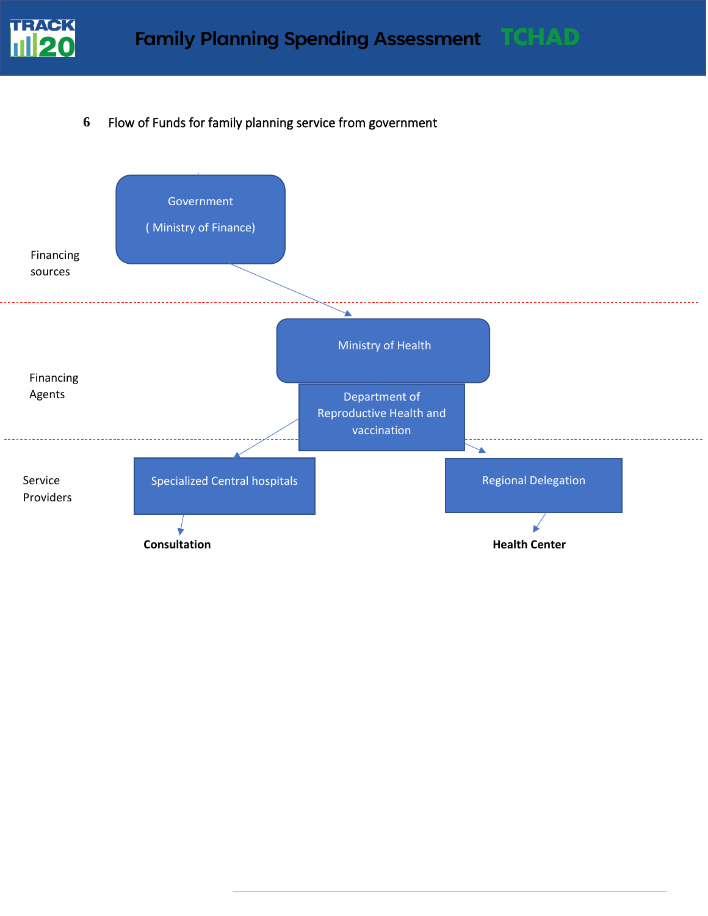## 6 Flow of Funds for family planning service from government

Financing sources

Government

( Ministry of Finance)

Financing Agents

Ministry of Health

Department of Reproductive Health and vaccination

Service Providers

Specialized Central hospitals

Regional Delegation

**Consultation**

**Health Center**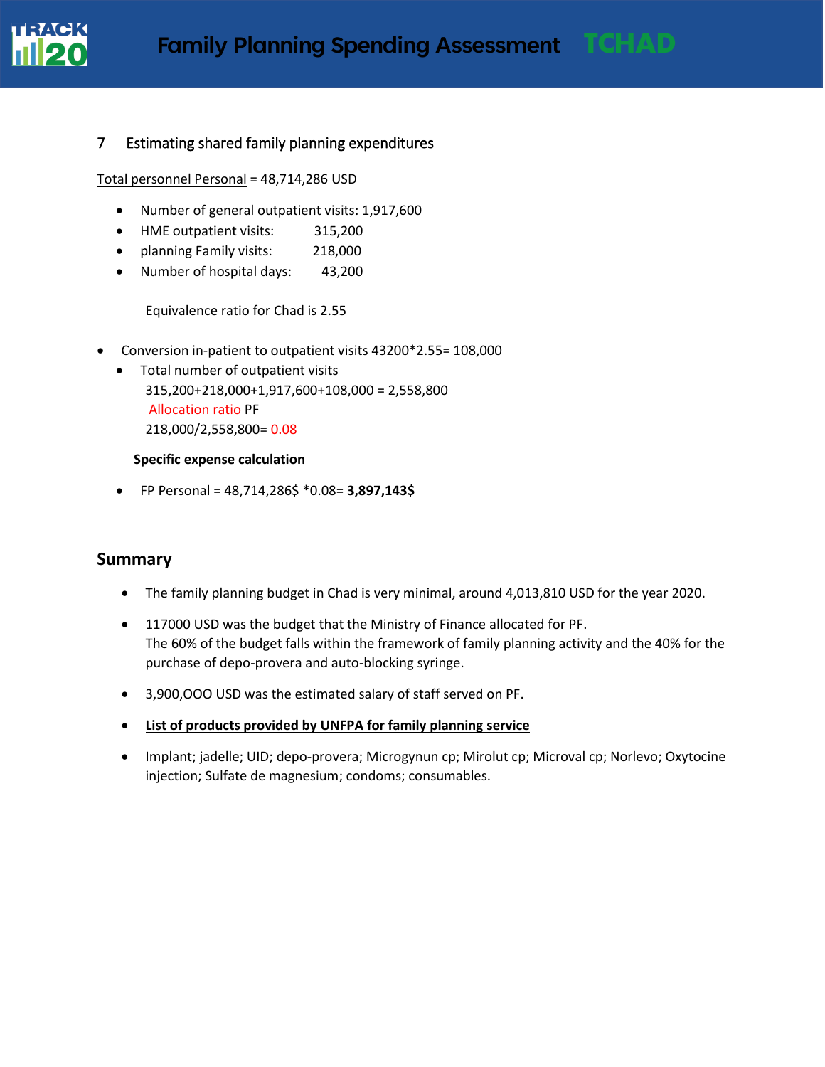## 7 Estimating shared family planning expenditures

Total personnel Personal = 48,714,286 USD

- Number of general outpatient visits: 1,917,600
- HME outpatient visits: 315,200
- planning Family visits: 218,000
- Number of hospital days: 43,200

Equivalence ratio for Chad is 2.55

- Conversion in-patient to outpatient visits 43200*2.55= 108,000
  - Total number of outpatient visits
    315,200+218,000+1,917,600+108,000 = 2,558,800
    Allocation ratio PF
    218,000/2,558,800= 0.08

**Specific expense calculation**

- FP Personal = 48,714,286$ *0.08= **3,897,143$**

## Summary

- The family planning budget in Chad is very minimal, around 4,013,810 USD for the year 2020.
- 117000 USD was the budget that the Ministry of Finance allocated for PF.
  The 60% of the budget falls within the framework of family planning activity and the 40% for the purchase of depo-provera and auto-blocking syringe.
- 3,900,OOO USD was the estimated salary of staff served on PF.
- **List of products provided by UNFPA for family planning service**
- Implant; jadelle; UID; depo-provera; Microgynun cp; Mirolut cp; Microval cp; Norlevo; Oxytocine injection; Sulfate de magnesium; condoms; consumables.